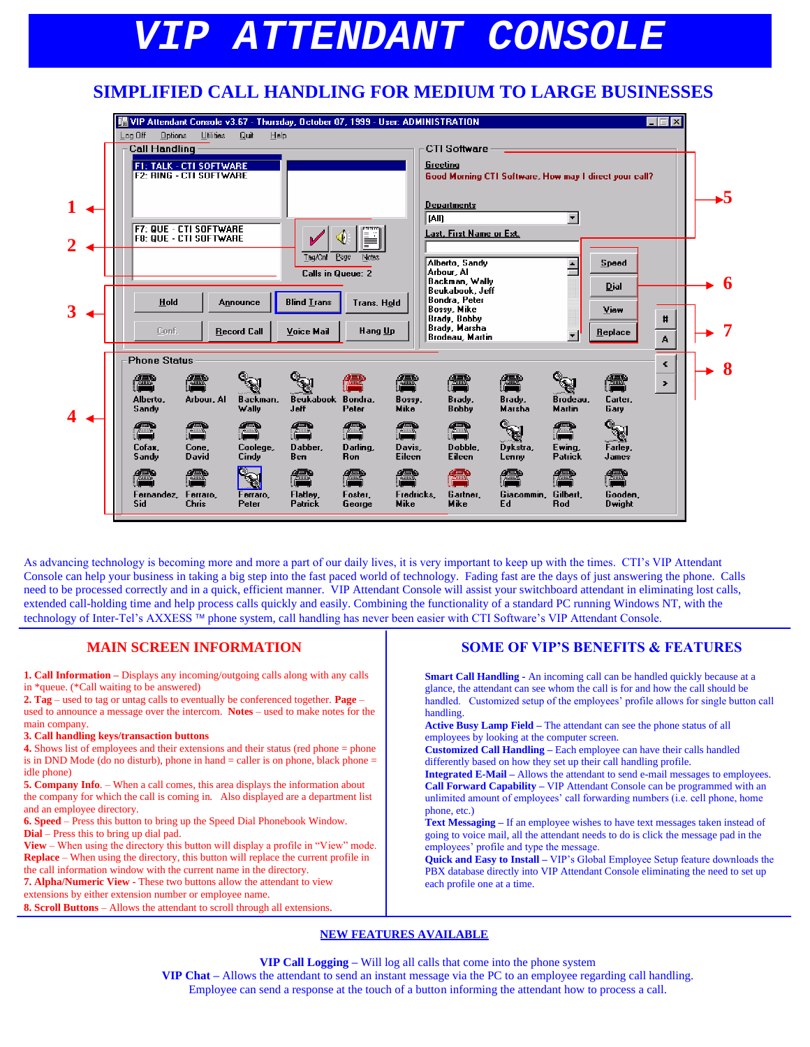# VIP ATTENDANT CONSOLE

## SIMPLIFIED CALL HANDLING FOR MEDIUM TO LARGE BUSINESSES

As advancing technology is becoming more and more a part of our daily lives, it is very important to keep up with the times. CTI's VIP Attendant Console can help your business in taking a big step into the fast paced world of technology. Fading fast are the days of just answering the phone. Calls need to be processed correctly and in a quick, efficient manner. VIP Attendant Console will assist your switchboard attendant in eliminating lost calls, extended call-holding time and help process calls quickly and easily. Combining the functionality of a standard PC running Windows NT, with the technology of Inter-Tel's AXXESS ™ phone system, call handling has never been easier with CTI Software's VIP Attendant Console.

## MAIN SCREEN INFORMATION

**1. Call Information** – Displays any incoming/outgoing calls along with any calls in *queue. (*Call waiting to be answered)

**2. Tag** – used to tag or untag calls to eventually be conferenced together. **Page** – used to announce a message over the intercom. **Notes** – used to make notes for the main company.

**3. Call handling keys/transaction buttons**

**4.** Shows list of employees and their extensions and their status (red phone = phone is in DND Mode (do no disturb), phone in hand = caller is on phone, black phone = idle phone)

**5. Company Info**. – When a call comes, this area displays the information about the company for which the call is coming in. Also displayed are a department list and an employee directory.

**6. Speed** – Press this button to bring up the Speed Dial Phonebook Window.
**Dial** – Press this to bring up dial pad.
**View** – When using the directory this button will display a profile in "View" mode.
**Replace** – When using the directory, this button will replace the current profile in the call information window with the current name in the directory.

**7. Alpha/Numeric View** - These two buttons allow the attendant to view extensions by either extension number or employee name.

**8. Scroll Buttons** – Allows the attendant to scroll through all extensions.

## SOME OF VIP'S BENEFITS & FEATURES

**Smart Call Handling** - An incoming call can be handled quickly because at a glance, the attendant can see whom the call is for and how the call should be handled. Customized setup of the employees' profile allows for single button call handling.

**Active Busy Lamp Field** – The attendant can see the phone status of all employees by looking at the computer screen.

**Customized Call Handling** – Each employee can have their calls handled differently based on how they set up their call handling profile.

**Integrated E-Mail** – Allows the attendant to send e-mail messages to employees.

**Call Forward Capability** – VIP Attendant Console can be programmed with an unlimited amount of employees' call forwarding numbers (i.e. cell phone, home phone, etc.)

**Text Messaging** – If an employee wishes to have text messages taken instead of going to voice mail, all the attendant needs to do is click the message pad in the employees' profile and type the message.

**Quick and Easy to Install** – VIP's Global Employee Setup feature downloads the PBX database directly into VIP Attendant Console eliminating the need to set up each profile one at a time.

## NEW FEATURES AVAILABLE

**VIP Call Logging** – Will log all calls that come into the phone system

**VIP Chat** – Allows the attendant to send an instant message via the PC to an employee regarding call handling. Employee can send a response at the touch of a button informing the attendant how to process a call.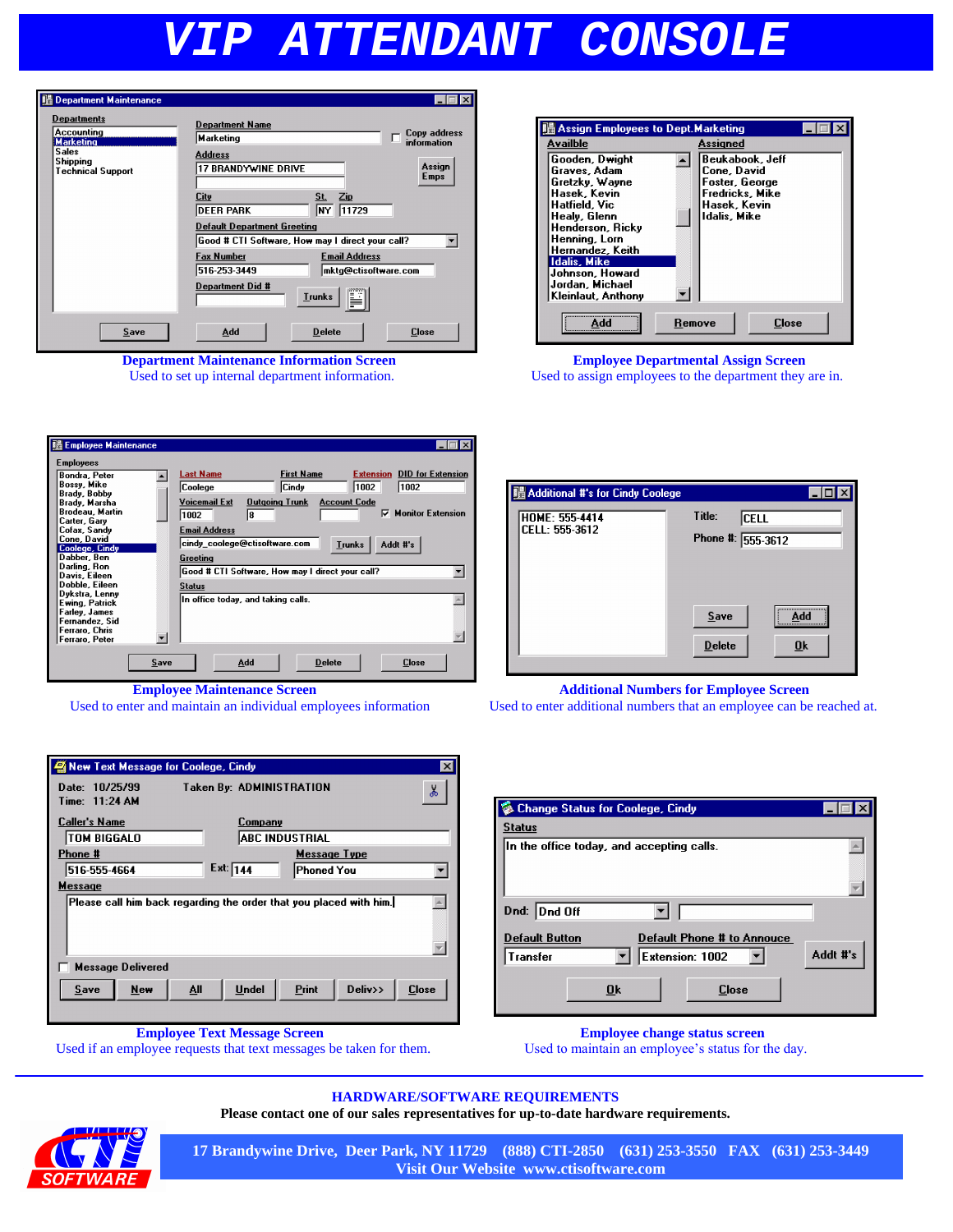# VIP ATTENDANT CONSOLE

**Department Maintenance Information Screen**
Used to set up internal department information.

**Employee Departmental Assign Screen**
Used to assign employees to the department they are in.

**Employee Maintenance Screen**
Used to enter and maintain an individual employees information

**Additional Numbers for Employee Screen**
Used to enter additional numbers that an employee can be reached at.

**Employee Text Message Screen**
Used if an employee requests that text messages be taken for them.

**Employee change status screen**
Used to maintain an employee's status for the day.

---

**HARDWARE/SOFTWARE REQUIREMENTS**

**Please contact one of our sales representatives for up-to-date hardware requirements.**

**17 Brandywine Drive, Deer Park, NY 11729 (888) CTI-2850 (631) 253-3550 FAX (631) 253-3449**
**Visit Our Website www.ctisoftware.com**